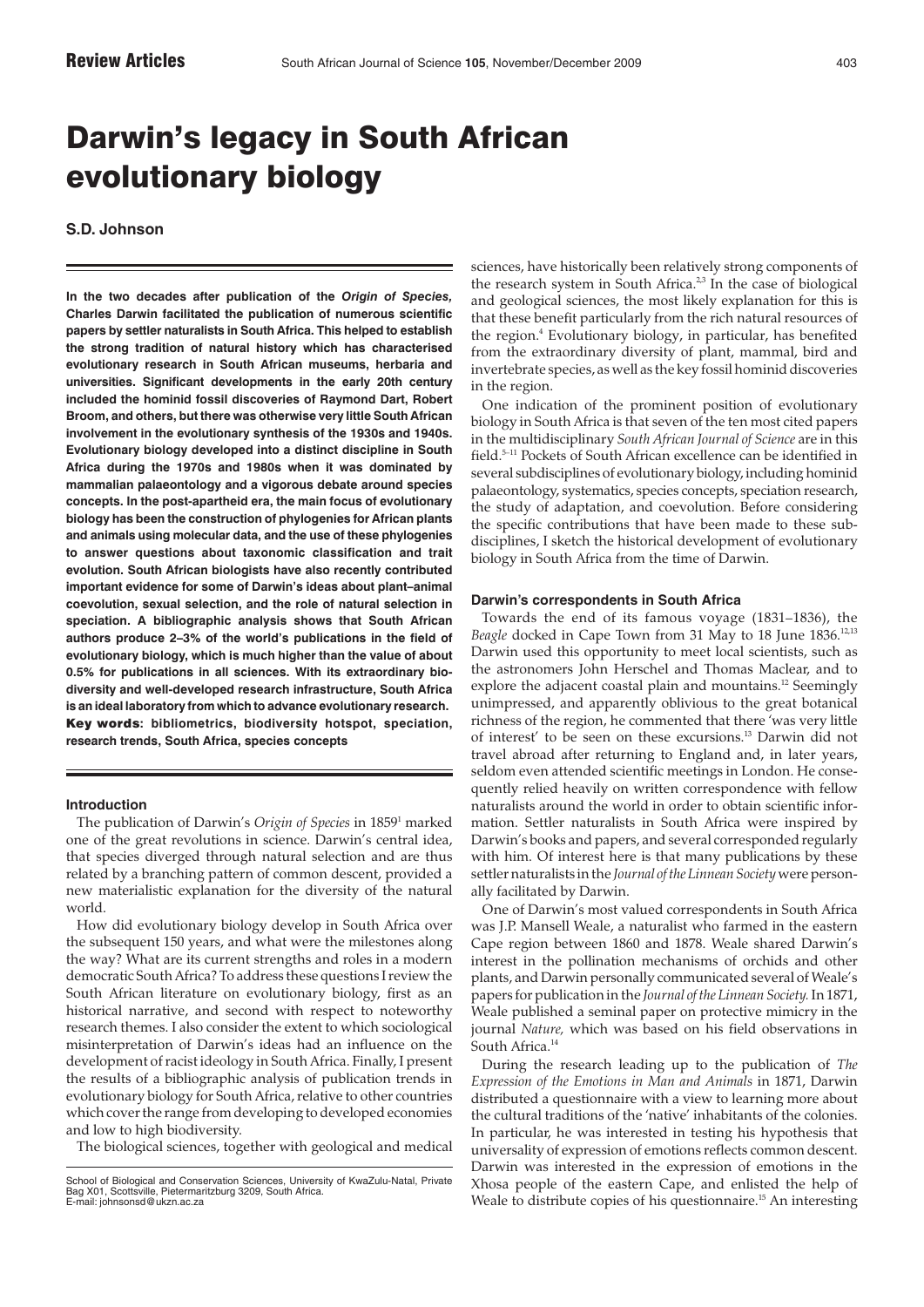# Darwin's legacy in South African evolutionary biology

**S.D. Johnson**

**In the two decades after publication of the *Origin of Species,* Charles Darwin facilitated the publication of numerous scientific papers by settler naturalists in South Africa. This helped to establish the strong tradition of natural history which has characterised evolutionary research in South African museums, herbaria and universities. Significant developments in the early 20th century included the hominid fossil discoveries of Raymond Dart, Robert Broom, and others, but there was otherwise very little South African involvement in the evolutionary synthesis of the 1930s and 1940s. Evolutionary biology developed into a distinct discipline in South Africa during the 1970s and 1980s when it was dominated by mammalian palaeontology and a vigorous debate around species concepts. In the post-apartheid era, the main focus of evolutionary biology has been the construction of phylogenies for African plants and animals using molecular data, and the use of these phylogenies to answer questions about taxonomic classification and trait evolution. South African biologists have also recently contributed important evidence for some of Darwin's ideas about plant–animal coevolution, sexual selection, and the role of natural selection in speciation. A bibliographic analysis shows that South African authors produce 2–3% of the world's publications in the field of evolutionary biology, which is much higher than the value of about 0.5% for publications in all sciences. With its extraordinary biodiversity and well-developed research infrastructure, South Africa is an ideal laboratory from which to advance evolutionary research.**

**Key words: bibliometrics, biodiversity hotspot, speciation, research trends, South Africa, species concepts**

### Introduction

The publication of Darwin's *Origin of Species* in 1859[1] marked one of the great revolutions in science. Darwin's central idea, that species diverged through natural selection and are thus related by a branching pattern of common descent, provided a new materialistic explanation for the diversity of the natural world.

How did evolutionary biology develop in South Africa over the subsequent 150 years, and what were the milestones along the way? What are its current strengths and roles in a modern democratic South Africa? To address these questions I review the South African literature on evolutionary biology, first as an historical narrative, and second with respect to noteworthy research themes. I also consider the extent to which sociological misinterpretation of Darwin's ideas had an influence on the development of racist ideology in South Africa. Finally, I present the results of a bibliographic analysis of publication trends in evolutionary biology for South Africa, relative to other countries which cover the range from developing to developed economies and low to high biodiversity.

The biological sciences, together with geological and medical sciences, have historically been relatively strong components of the research system in South Africa.[2,3] In the case of biological and geological sciences, the most likely explanation for this is that these benefit particularly from the rich natural resources of the region.[4] Evolutionary biology, in particular, has benefited from the extraordinary diversity of plant, mammal, bird and invertebrate species, as well as the key fossil hominid discoveries in the region.

One indication of the prominent position of evolutionary biology in South Africa is that seven of the ten most cited papers in the multidisciplinary *South African Journal of Science* are in this field.[5–11] Pockets of South African excellence can be identified in several subdisciplines of evolutionary biology, including hominid palaeontology, systematics, species concepts, speciation research, the study of adaptation, and coevolution. Before considering the specific contributions that have been made to these subdisciplines, I sketch the historical development of evolutionary biology in South Africa from the time of Darwin.

### Darwin's correspondents in South Africa

Towards the end of its famous voyage (1831–1836), the *Beagle* docked in Cape Town from 31 May to 18 June 1836.[12,13] Darwin used this opportunity to meet local scientists, such as the astronomers John Herschel and Thomas Maclear, and to explore the adjacent coastal plain and mountains.[12] Seemingly unimpressed, and apparently oblivious to the great botanical richness of the region, he commented that there 'was very little of interest' to be seen on these excursions.[13] Darwin did not travel abroad after returning to England and, in later years, seldom even attended scientific meetings in London. He consequently relied heavily on written correspondence with fellow naturalists around the world in order to obtain scientific information. Settler naturalists in South Africa were inspired by Darwin's books and papers, and several corresponded regularly with him. Of interest here is that many publications by these settler naturalists in the *Journal of the Linnean Society* were personally facilitated by Darwin.

One of Darwin's most valued correspondents in South Africa was J.P. Mansell Weale, a naturalist who farmed in the eastern Cape region between 1860 and 1878. Weale shared Darwin's interest in the pollination mechanisms of orchids and other plants, and Darwin personally communicated several of Weale's papers for publication in the *Journal of the Linnean Society.* In 1871, Weale published a seminal paper on protective mimicry in the journal *Nature,* which was based on his field observations in South Africa.[14]

During the research leading up to the publication of *The Expression of the Emotions in Man and Animals* in 1871, Darwin distributed a questionnaire with a view to learning more about the cultural traditions of the 'native' inhabitants of the colonies. In particular, he was interested in testing his hypothesis that universality of expression of emotions reflects common descent. Darwin was interested in the expression of emotions in the Xhosa people of the eastern Cape, and enlisted the help of Weale to distribute copies of his questionnaire.[15] An interesting

School of Biological and Conservation Sciences, University of KwaZulu-Natal, Private Bag X01, Scottsville, Pietermaritzburg 3209, South Africa.
E-mail: johnsonsd@ukzn.ac.za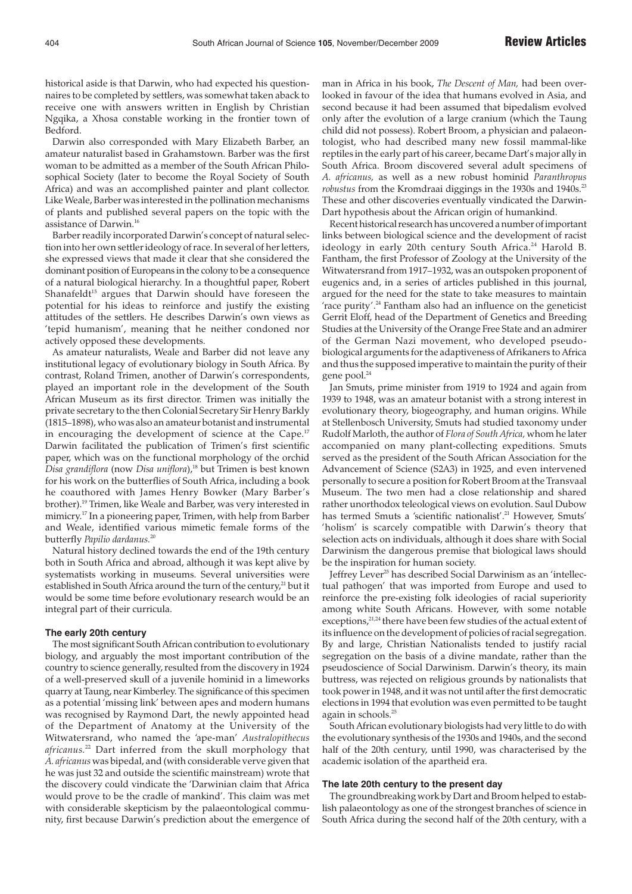historical aside is that Darwin, who had expected his questionnaires to be completed by settlers, was somewhat taken aback to receive one with answers written in English by Christian Ngqika, a Xhosa constable working in the frontier town of Bedford.

Darwin also corresponded with Mary Elizabeth Barber, an amateur naturalist based in Grahamstown. Barber was the first woman to be admitted as a member of the South African Philosophical Society (later to become the Royal Society of South Africa) and was an accomplished painter and plant collector. Like Weale, Barber was interested in the pollination mechanisms of plants and published several papers on the topic with the assistance of Darwin.[16]

Barber readily incorporated Darwin's concept of natural selection into her own settler ideology of race. In several of her letters, she expressed views that made it clear that she considered the dominant position of Europeans in the colony to be a consequence of a natural biological hierarchy. In a thoughtful paper, Robert Shanafeldt[15] argues that Darwin should have foreseen the potential for his ideas to reinforce and justify the existing attitudes of the settlers. He describes Darwin's own views as 'tepid humanism', meaning that he neither condoned nor actively opposed these developments.

As amateur naturalists, Weale and Barber did not leave any institutional legacy of evolutionary biology in South Africa. By contrast, Roland Trimen, another of Darwin's correspondents, played an important role in the development of the South African Museum as its first director. Trimen was initially the private secretary to the then Colonial Secretary Sir Henry Barkly (1815–1898), who was also an amateur botanist and instrumental in encouraging the development of science at the Cape.[17] Darwin facilitated the publication of Trimen's first scientific paper, which was on the functional morphology of the orchid *Disa grandiflora* (now *Disa uniflora*),[18] but Trimen is best known for his work on the butterflies of South Africa, including a book he coauthored with James Henry Bowker (Mary Barber's brother).[19] Trimen, like Weale and Barber, was very interested in mimicry.[17] In a pioneering paper, Trimen, with help from Barber and Weale, identified various mimetic female forms of the butterfly *Papilio dardanus.*[20]

Natural history declined towards the end of the 19th century both in South Africa and abroad, although it was kept alive by systematists working in museums. Several universities were established in South Africa around the turn of the century,[21] but it would be some time before evolutionary research would be an integral part of their curricula.

### The early 20th century

The most significant South African contribution to evolutionary biology, and arguably the most important contribution of the country to science generally, resulted from the discovery in 1924 of a well-preserved skull of a juvenile hominid in a limeworks quarry at Taung, near Kimberley. The significance of this specimen as a potential 'missing link' between apes and modern humans was recognised by Raymond Dart, the newly appointed head of the Department of Anatomy at the University of the Witwatersrand, who named the 'ape-man' *Australopithecus africanus.*[22] Dart inferred from the skull morphology that *A. africanus* was bipedal, and (with considerable verve given that he was just 32 and outside the scientific mainstream) wrote that the discovery could vindicate the 'Darwinian claim that Africa would prove to be the cradle of mankind'. This claim was met with considerable skepticism by the palaeontological community, first because Darwin's prediction about the emergence of man in Africa in his book, *The Descent of Man,* had been overlooked in favour of the idea that humans evolved in Asia, and second because it had been assumed that bipedalism evolved only after the evolution of a large cranium (which the Taung child did not possess). Robert Broom, a physician and palaeontologist, who had described many new fossil mammal-like reptiles in the early part of his career, became Dart's major ally in South Africa. Broom discovered several adult specimens of *A. africanus,* as well as a new robust hominid *Paranthropus robustus* from the Kromdraai diggings in the 1930s and 1940s.[23] These and other discoveries eventually vindicated the Darwin-Dart hypothesis about the African origin of humankind.

Recent historical research has uncovered a number of important links between biological science and the development of racist ideology in early 20th century South Africa.[24] Harold B. Fantham, the first Professor of Zoology at the University of the Witwatersrand from 1917–1932, was an outspoken proponent of eugenics and, in a series of articles published in this journal, argued for the need for the state to take measures to maintain 'race purity'.[24] Fantham also had an influence on the geneticist Gerrit Eloff, head of the Department of Genetics and Breeding Studies at the University of the Orange Free State and an admirer of the German Nazi movement, who developed pseudo-biological arguments for the adaptiveness of Afrikaners to Africa and thus the supposed imperative to maintain the purity of their gene pool.[24]

Jan Smuts, prime minister from 1919 to 1924 and again from 1939 to 1948, was an amateur botanist with a strong interest in evolutionary theory, biogeography, and human origins. While at Stellenbosch University, Smuts had studied taxonomy under Rudolf Marloth, the author of *Flora of South Africa,* whom he later accompanied on many plant-collecting expeditions. Smuts served as the president of the South African Association for the Advancement of Science (S2A3) in 1925, and even intervened personally to secure a position for Robert Broom at the Transvaal Museum. The two men had a close relationship and shared rather unorthodox teleological views on evolution. Saul Dubow has termed Smuts a 'scientific nationalist'.[21] However, Smuts' 'holism' is scarcely compatible with Darwin's theory that selection acts on individuals, although it does share with Social Darwinism the dangerous premise that biological laws should be the inspiration for human society.

Jeffrey Lever[25] has described Social Darwinism as an 'intellectual pathogen' that was imported from Europe and used to reinforce the pre-existing folk ideologies of racial superiority among white South Africans. However, with some notable exceptions,[21,24] there have been few studies of the actual extent of its influence on the development of policies of racial segregation. By and large, Christian Nationalists tended to justify racial segregation on the basis of a divine mandate, rather than the pseudoscience of Social Darwinism. Darwin's theory, its main buttress, was rejected on religious grounds by nationalists that took power in 1948, and it was not until after the first democratic elections in 1994 that evolution was even permitted to be taught again in schools.[25]

South African evolutionary biologists had very little to do with the evolutionary synthesis of the 1930s and 1940s, and the second half of the 20th century, until 1990, was characterised by the academic isolation of the apartheid era.

### The late 20th century to the present day

The groundbreaking work by Dart and Broom helped to establish palaeontology as one of the strongest branches of science in South Africa during the second half of the 20th century, with a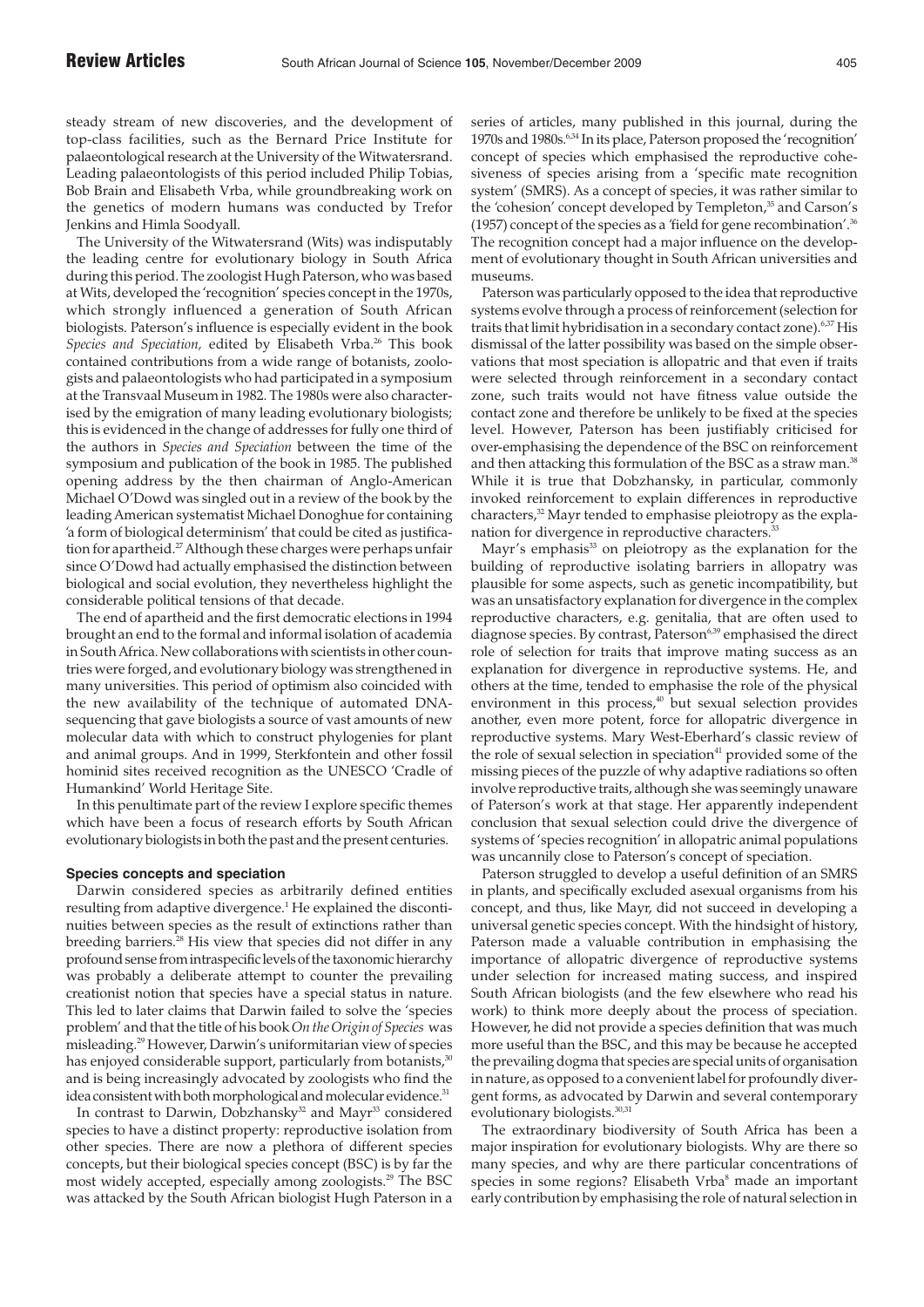steady stream of new discoveries, and the development of top-class facilities, such as the Bernard Price Institute for palaeontological research at the University of the Witwatersrand. Leading palaeontologists of this period included Philip Tobias, Bob Brain and Elisabeth Vrba, while groundbreaking work on the genetics of modern humans was conducted by Trefor Jenkins and Himla Soodyall.

The University of the Witwatersrand (Wits) was indisputably the leading centre for evolutionary biology in South Africa during this period. The zoologist Hugh Paterson, who was based at Wits, developed the 'recognition' species concept in the 1970s, which strongly influenced a generation of South African biologists. Paterson's influence is especially evident in the book *Species and Speciation,* edited by Elisabeth Vrba.[26] This book contained contributions from a wide range of botanists, zoologists and palaeontologists who had participated in a symposium at the Transvaal Museum in 1982. The 1980s were also characterised by the emigration of many leading evolutionary biologists; this is evidenced in the change of addresses for fully one third of the authors in *Species and Speciation* between the time of the symposium and publication of the book in 1985. The published opening address by the then chairman of Anglo-American Michael O'Dowd was singled out in a review of the book by the leading American systematist Michael Donoghue for containing 'a form of biological determinism' that could be cited as justification for apartheid.[27] Although these charges were perhaps unfair since O'Dowd had actually emphasised the distinction between biological and social evolution, they nevertheless highlight the considerable political tensions of that decade.

The end of apartheid and the first democratic elections in 1994 brought an end to the formal and informal isolation of academia in South Africa. New collaborations with scientists in other countries were forged, and evolutionary biology was strengthened in many universities. This period of optimism also coincided with the new availability of the technique of automated DNA-sequencing that gave biologists a source of vast amounts of new molecular data with which to construct phylogenies for plant and animal groups. And in 1999, Sterkfontein and other fossil hominid sites received recognition as the UNESCO 'Cradle of Humankind' World Heritage Site.

In this penultimate part of the review I explore specific themes which have been a focus of research efforts by South African evolutionary biologists in both the past and the present centuries.

### Species concepts and speciation

Darwin considered species as arbitrarily defined entities resulting from adaptive divergence.[1] He explained the discontinuities between species as the result of extinctions rather than breeding barriers.[28] His view that species did not differ in any profound sense from intraspecific levels of the taxonomic hierarchy was probably a deliberate attempt to counter the prevailing creationist notion that species have a special status in nature. This led to later claims that Darwin failed to solve the 'species problem' and that the title of his book *On the Origin of Species* was misleading.[29] However, Darwin's uniformitarian view of species has enjoyed considerable support, particularly from botanists,[30] and is being increasingly advocated by zoologists who find the idea consistent with both morphological and molecular evidence.[31]

In contrast to Darwin, Dobzhansky[32] and Mayr[33] considered species to have a distinct property: reproductive isolation from other species. There are now a plethora of different species concepts, but their biological species concept (BSC) is by far the most widely accepted, especially among zoologists.[29] The BSC was attacked by the South African biologist Hugh Paterson in a series of articles, many published in this journal, during the 1970s and 1980s.[6,34] In its place, Paterson proposed the 'recognition' concept of species which emphasised the reproductive cohesiveness of species arising from a 'specific mate recognition system' (SMRS). As a concept of species, it was rather similar to the 'cohesion' concept developed by Templeton,[35] and Carson's (1957) concept of the species as a 'field for gene recombination'.[36] The recognition concept had a major influence on the development of evolutionary thought in South African universities and museums.

Paterson was particularly opposed to the idea that reproductive systems evolve through a process of reinforcement (selection for traits that limit hybridisation in a secondary contact zone).[6,37] His dismissal of the latter possibility was based on the simple observations that most speciation is allopatric and that even if traits were selected through reinforcement in a secondary contact zone, such traits would not have fitness value outside the contact zone and therefore be unlikely to be fixed at the species level. However, Paterson has been justifiably criticised for over-emphasising the dependence of the BSC on reinforcement and then attacking this formulation of the BSC as a straw man.[38] While it is true that Dobzhansky, in particular, commonly invoked reinforcement to explain differences in reproductive characters,[32] Mayr tended to emphasise pleiotropy as the explanation for divergence in reproductive characters.[33]

Mayr's emphasis[33] on pleiotropy as the explanation for the building of reproductive isolating barriers in allopatry was plausible for some aspects, such as genetic incompatibility, but was an unsatisfactory explanation for divergence in the complex reproductive characters, e.g. genitalia, that are often used to diagnose species. By contrast, Paterson[6,39] emphasised the direct role of selection for traits that improve mating success as an explanation for divergence in reproductive systems. He, and others at the time, tended to emphasise the role of the physical environment in this process,[40] but sexual selection provides another, even more potent, force for allopatric divergence in reproductive systems. Mary West-Eberhard's classic review of the role of sexual selection in speciation[41] provided some of the missing pieces of the puzzle of why adaptive radiations so often involve reproductive traits, although she was seemingly unaware of Paterson's work at that stage. Her apparently independent conclusion that sexual selection could drive the divergence of systems of 'species recognition' in allopatric animal populations was uncannily close to Paterson's concept of speciation.

Paterson struggled to develop a useful definition of an SMRS in plants, and specifically excluded asexual organisms from his concept, and thus, like Mayr, did not succeed in developing a universal genetic species concept. With the hindsight of history, Paterson made a valuable contribution in emphasising the importance of allopatric divergence of reproductive systems under selection for increased mating success, and inspired South African biologists (and the few elsewhere who read his work) to think more deeply about the process of speciation. However, he did not provide a species definition that was much more useful than the BSC, and this may be because he accepted the prevailing dogma that species are special units of organisation in nature, as opposed to a convenient label for profoundly divergent forms, as advocated by Darwin and several contemporary evolutionary biologists.[30,31]

The extraordinary biodiversity of South Africa has been a major inspiration for evolutionary biologists. Why are there so many species, and why are there particular concentrations of species in some regions? Elisabeth Vrba[8] made an important early contribution by emphasising the role of natural selection in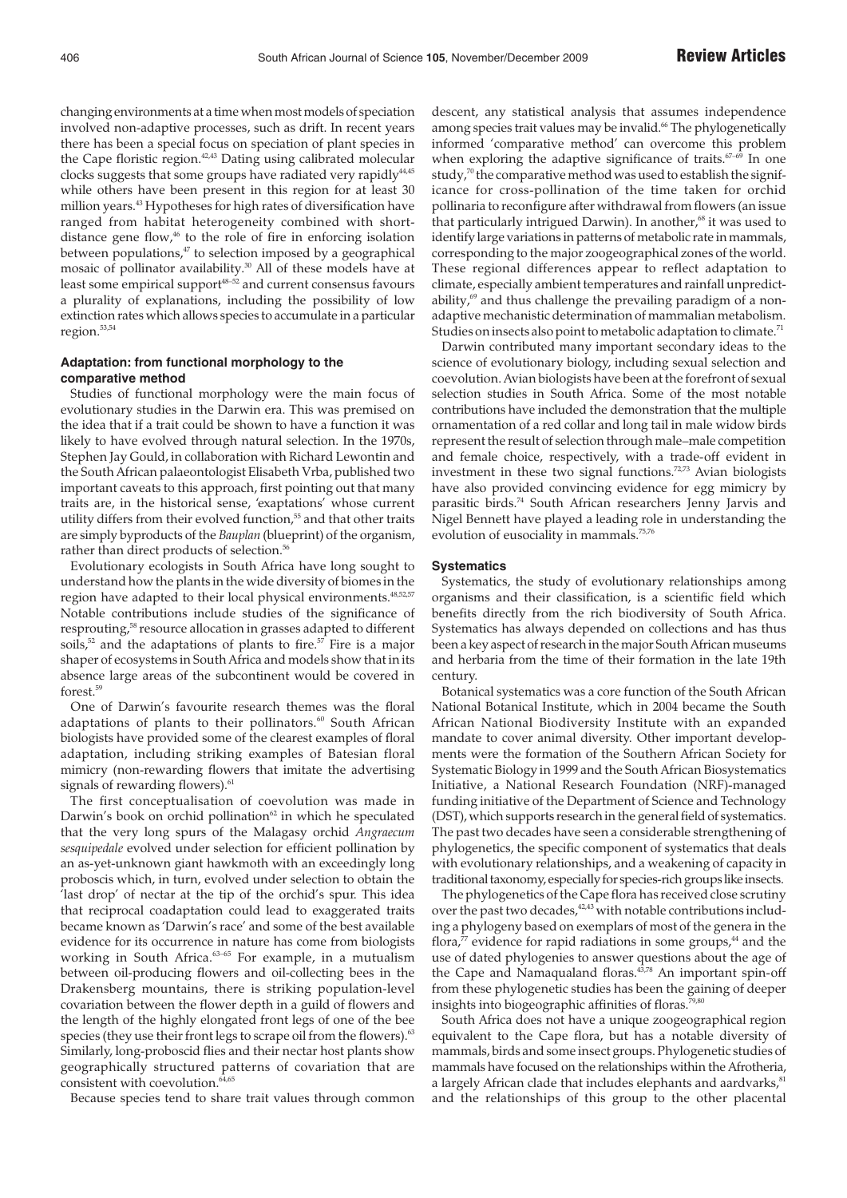changing environments at a time when most models of speciation involved non-adaptive processes, such as drift. In recent years there has been a special focus on speciation of plant species in the Cape floristic region.[42,43] Dating using calibrated molecular clocks suggests that some groups have radiated very rapidly[44,45] while others have been present in this region for at least 30 million years.[43] Hypotheses for high rates of diversification have ranged from habitat heterogeneity combined with short-distance gene flow,[46] to the role of fire in enforcing isolation between populations,[47] to selection imposed by a geographical mosaic of pollinator availability.[30] All of these models have at least some empirical support[48–52] and current consensus favours a plurality of explanations, including the possibility of low extinction rates which allows species to accumulate in a particular region.[53,54]

### Adaptation: from functional morphology to the comparative method

Studies of functional morphology were the main focus of evolutionary studies in the Darwin era. This was premised on the idea that if a trait could be shown to have a function it was likely to have evolved through natural selection. In the 1970s, Stephen Jay Gould, in collaboration with Richard Lewontin and the South African palaeontologist Elisabeth Vrba, published two important caveats to this approach, first pointing out that many traits are, in the historical sense, 'exaptations' whose current utility differs from their evolved function,[55] and that other traits are simply byproducts of the *Bauplan* (blueprint) of the organism, rather than direct products of selection.[56]

Evolutionary ecologists in South Africa have long sought to understand how the plants in the wide diversity of biomes in the region have adapted to their local physical environments.[48,52,57] Notable contributions include studies of the significance of resprouting,[58] resource allocation in grasses adapted to different soils,[52] and the adaptations of plants to fire.[57] Fire is a major shaper of ecosystems in South Africa and models show that in its absence large areas of the subcontinent would be covered in forest.[59]

One of Darwin's favourite research themes was the floral adaptations of plants to their pollinators.[60] South African biologists have provided some of the clearest examples of floral adaptation, including striking examples of Batesian floral mimicry (non-rewarding flowers that imitate the advertising signals of rewarding flowers).[61]

The first conceptualisation of coevolution was made in Darwin's book on orchid pollination[62] in which he speculated that the very long spurs of the Malagasy orchid *Angraecum sesquipedale* evolved under selection for efficient pollination by an as-yet-unknown giant hawkmoth with an exceedingly long proboscis which, in turn, evolved under selection to obtain the 'last drop' of nectar at the tip of the orchid's spur. This idea that reciprocal coadaptation could lead to exaggerated traits became known as 'Darwin's race' and some of the best available evidence for its occurrence in nature has come from biologists working in South Africa.[63–65] For example, in a mutualism between oil-producing flowers and oil-collecting bees in the Drakensberg mountains, there is striking population-level covariation between the flower depth in a guild of flowers and the length of the highly elongated front legs of one of the bee species (they use their front legs to scrape oil from the flowers).[63] Similarly, long-proboscid flies and their nectar host plants show geographically structured patterns of covariation that are consistent with coevolution.[64,65]

Because species tend to share trait values through common descent, any statistical analysis that assumes independence among species trait values may be invalid.[66] The phylogenetically informed 'comparative method' can overcome this problem when exploring the adaptive significance of traits.[67–69] In one study,[70] the comparative method was used to establish the significance for cross-pollination of the time taken for orchid pollinaria to reconfigure after withdrawal from flowers (an issue that particularly intrigued Darwin). In another,[68] it was used to identify large variations in patterns of metabolic rate in mammals, corresponding to the major zoogeographical zones of the world. These regional differences appear to reflect adaptation to climate, especially ambient temperatures and rainfall unpredictability,[69] and thus challenge the prevailing paradigm of a non-adaptive mechanistic determination of mammalian metabolism. Studies on insects also point to metabolic adaptation to climate.[71]

Darwin contributed many important secondary ideas to the science of evolutionary biology, including sexual selection and coevolution. Avian biologists have been at the forefront of sexual selection studies in South Africa. Some of the most notable contributions have included the demonstration that the multiple ornamentation of a red collar and long tail in male widow birds represent the result of selection through male–male competition and female choice, respectively, with a trade-off evident in investment in these two signal functions.[72,73] Avian biologists have also provided convincing evidence for egg mimicry by parasitic birds.[74] South African researchers Jenny Jarvis and Nigel Bennett have played a leading role in understanding the evolution of eusociality in mammals.[75,76]

### Systematics

Systematics, the study of evolutionary relationships among organisms and their classification, is a scientific field which benefits directly from the rich biodiversity of South Africa. Systematics has always depended on collections and has thus been a key aspect of research in the major South African museums and herbaria from the time of their formation in the late 19th century.

Botanical systematics was a core function of the South African National Botanical Institute, which in 2004 became the South African National Biodiversity Institute with an expanded mandate to cover animal diversity. Other important developments were the formation of the Southern African Society for Systematic Biology in 1999 and the South African Biosystematics Initiative, a National Research Foundation (NRF)-managed funding initiative of the Department of Science and Technology (DST), which supports research in the general field of systematics. The past two decades have seen a considerable strengthening of phylogenetics, the specific component of systematics that deals with evolutionary relationships, and a weakening of capacity in traditional taxonomy, especially for species-rich groups like insects.

The phylogenetics of the Cape flora has received close scrutiny over the past two decades,[42,43] with notable contributions including a phylogeny based on exemplars of most of the genera in the flora,[77] evidence for rapid radiations in some groups,[44] and the use of dated phylogenies to answer questions about the age of the Cape and Namaqualand floras.[43,78] An important spin-off from these phylogenetic studies has been the gaining of deeper insights into biogeographic affinities of floras.[79,80]

South Africa does not have a unique zoogeographical region equivalent to the Cape flora, but has a notable diversity of mammals, birds and some insect groups. Phylogenetic studies of mammals have focused on the relationships within the Afrotheria, a largely African clade that includes elephants and aardvarks,[81] and the relationships of this group to the other placental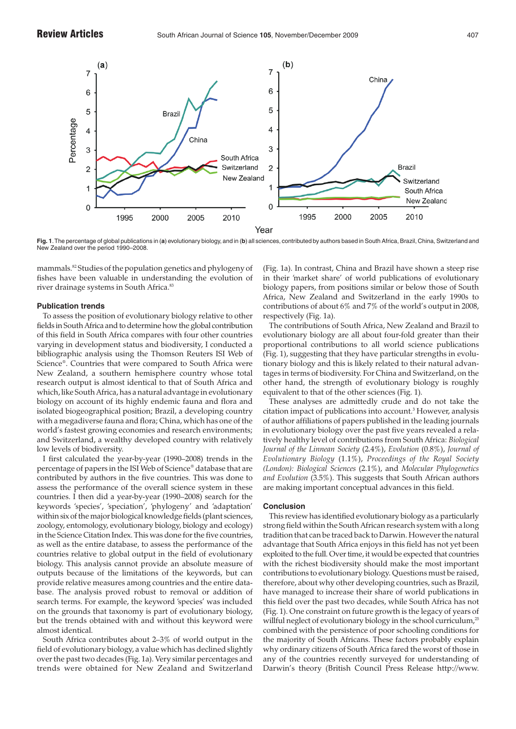**Fig. 1**. The percentage of global publications in (**a**) evolutionary biology, and in (**b**) all sciences, contributed by authors based in South Africa, Brazil, China, Switzerland and New Zealand over the period 1990–2008.

mammals.[82] Studies of the population genetics and phylogeny of fishes have been valuable in understanding the evolution of river drainage systems in South Africa.[83]

## Publication trends

To assess the position of evolutionary biology relative to other fields in South Africa and to determine how the global contribution of this field in South Africa compares with four other countries varying in development status and biodiversity, I conducted a bibliographic analysis using the Thomson Reuters ISI Web of Science®. Countries that were compared to South Africa were New Zealand, a southern hemisphere country whose total research output is almost identical to that of South Africa and which, like South Africa, has a natural advantage in evolutionary biology on account of its highly endemic fauna and flora and isolated biogeographical position; Brazil, a developing country with a megadiverse fauna and flora; China, which has one of the world's fastest growing economies and research environments; and Switzerland, a wealthy developed country with relatively low levels of biodiversity.

I first calculated the year-by-year (1990–2008) trends in the percentage of papers in the ISI Web of Science® database that are contributed by authors in the five countries. This was done to assess the performance of the overall science system in these countries. I then did a year-by-year (1990–2008) search for the keywords 'species', 'speciation', 'phylogeny' and 'adaptation' within six of the major biological knowledge fields (plant sciences, zoology, entomology, evolutionary biology, biology and ecology) in the Science Citation Index. This was done for the five countries, as well as the entire database, to assess the performance of the countries relative to global output in the field of evolutionary biology. This analysis cannot provide an absolute measure of outputs because of the limitations of the keywords, but can provide relative measures among countries and the entire database. The analysis proved robust to removal or addition of search terms. For example, the keyword 'species' was included on the grounds that taxonomy is part of evolutionary biology, but the trends obtained with and without this keyword were almost identical.

South Africa contributes about 2–3% of world output in the field of evolutionary biology, a value which has declined slightly over the past two decades (Fig. 1a). Very similar percentages and trends were obtained for New Zealand and Switzerland (Fig. 1a). In contrast, China and Brazil have shown a steep rise in their 'market share' of world publications of evolutionary biology papers, from positions similar or below those of South Africa, New Zealand and Switzerland in the early 1990s to contributions of about 6% and 7% of the world's output in 2008, respectively (Fig. 1a).

The contributions of South Africa, New Zealand and Brazil to evolutionary biology are all about four-fold greater than their proportional contributions to all world science publications (Fig. 1), suggesting that they have particular strengths in evolutionary biology and this is likely related to their natural advantages in terms of biodiversity. For China and Switzerland, on the other hand, the strength of evolutionary biology is roughly equivalent to that of the other sciences (Fig. 1).

These analyses are admittedly crude and do not take the citation impact of publications into account.[3] However, analysis of author affiliations of papers published in the leading journals in evolutionary biology over the past five years revealed a relatively healthy level of contributions from South Africa: *Biological Journal of the Linnean Society* (2.4%), *Evolution* (0.8%), *Journal of Evolutionary Biology* (1.1%), *Proceedings of the Royal Society (London): Biological Sciences* (2.1%), and *Molecular Phylogenetics and Evolution* (3.5%). This suggests that South African authors are making important conceptual advances in this field.

## Conclusion

This review has identified evolutionary biology as a particularly strong field within the South African research system with a long tradition that can be traced back to Darwin. However the natural advantage that South Africa enjoys in this field has not yet been exploited to the full. Over time, it would be expected that countries with the richest biodiversity should make the most important contributions to evolutionary biology. Questions must be raised, therefore, about why other developing countries, such as Brazil, have managed to increase their share of world publications in this field over the past two decades, while South Africa has not (Fig. 1). One constraint on future growth is the legacy of years of willful neglect of evolutionary biology in the school curriculum,[25] combined with the persistence of poor schooling conditions for the majority of South Africans. These factors probably explain why ordinary citizens of South Africa fared the worst of those in any of the countries recently surveyed for understanding of Darwin's theory (British Council Press Release http://www.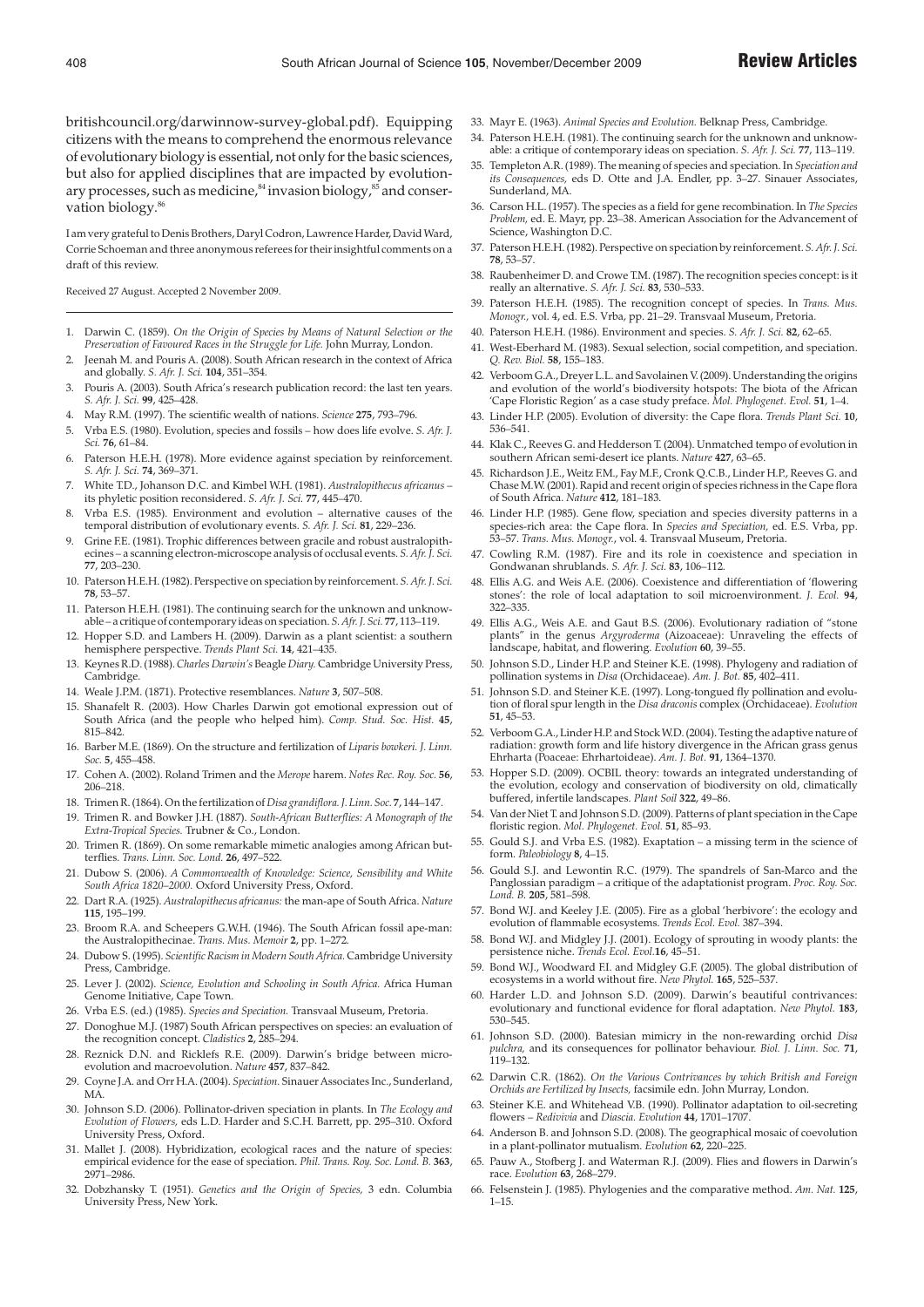britishcouncil.org/darwinnow-survey-global.pdf). Equipping citizens with the means to comprehend the enormous relevance of evolutionary biology is essential, not only for the basic sciences, but also for applied disciplines that are impacted by evolutionary processes, such as medicine,[84] invasion biology,[85] and conservation biology.[86]

I am very grateful to Denis Brothers, Daryl Codron, Lawrence Harder, David Ward, Corrie Schoeman and three anonymous referees for their insightful comments on a draft of this review.

Received 27 August. Accepted 2 November 2009.

---

1. Darwin C. (1859). *On the Origin of Species by Means of Natural Selection or the Preservation of Favoured Races in the Struggle for Life.* John Murray, London.
2. Jeenah M. and Pouris A. (2008). South African research in the context of Africa and globally. *S. Afr. J. Sci.* **104**, 351–354.
3. Pouris A. (2003). South Africa's research publication record: the last ten years. *S. Afr. J. Sci.* **99**, 425–428.
4. May R.M. (1997). The scientific wealth of nations. *Science* **275**, 793–796.
5. Vrba E.S. (1980). Evolution, species and fossils – how does life evolve. *S. Afr. J. Sci.* **76**, 61–84.
6. Paterson H.E.H. (1978). More evidence against speciation by reinforcement. *S. Afr. J. Sci.* **74**, 369–371.
7. White T.D., Johanson D.C. and Kimbel W.H. (1981). *Australopithecus africanus* – its phyletic position reconsidered. *S. Afr. J. Sci.* **77**, 445–470.
8. Vrba E.S. (1985). Environment and evolution – alternative causes of the temporal distribution of evolutionary events. *S. Afr. J. Sci.* **81**, 229–236.
9. Grine F.E. (1981). Trophic differences between gracile and robust australopithecines – a scanning electron-microscope analysis of occlusal events. *S. Afr. J. Sci.* **77**, 203–230.
10. Paterson H.E.H. (1982). Perspective on speciation by reinforcement. *S. Afr. J. Sci.* **78**, 53–57.
11. Paterson H.E.H. (1981). The continuing search for the unknown and unknowable – a critique of contemporary ideas on speciation. *S. Afr. J. Sci.* **77**, 113–119.
12. Hopper S.D. and Lambers H. (2009). Darwin as a plant scientist: a southern hemisphere perspective. *Trends Plant Sci.* **14**, 421–435.
13. Keynes R.D. (1988). *Charles Darwin's* Beagle *Diary.* Cambridge University Press, Cambridge.
14. Weale J.P.M. (1871). Protective resemblances. *Nature* **3**, 507–508.
15. Shanafelt R. (2003). How Charles Darwin got emotional expression out of South Africa (and the people who helped him). *Comp. Stud. Soc. Hist.* **45**, 815–842.
16. Barber M.E. (1869). On the structure and fertilization of *Liparis bowkeri. J. Linn. Soc.* **5**, 455–458.
17. Cohen A. (2002). Roland Trimen and the *Merope* harem. *Notes Rec. Roy. Soc.* **56**, 206–218.
18. Trimen R. (1864). On the fertilization of *Disa grandiflora. J. Linn. Soc.* **7**, 144–147.
19. Trimen R. and Bowker J.H. (1887). *South-African Butterflies: A Monograph of the Extra-Tropical Species.* Trubner & Co., London.
20. Trimen R. (1869). On some remarkable mimetic analogies among African butterflies. *Trans. Linn. Soc. Lond.* **26**, 497–522.
21. Dubow S. (2006). *A Commonwealth of Knowledge: Science, Sensibility and White South Africa 1820–2000.* Oxford University Press, Oxford.
22. Dart R.A. (1925). *Australopithecus africanus:* the man-ape of South Africa. *Nature* **115**, 195–199.
23. Broom R.A. and Scheepers G.W.H. (1946). The South African fossil ape-man: the Australopithecinae. *Trans. Mus. Memoir* **2**, pp. 1–272.
24. Dubow S. (1995). *Scientific Racism in Modern South Africa.* Cambridge University Press, Cambridge.
25. Lever J. (2002). *Science, Evolution and Schooling in South Africa.* Africa Human Genome Initiative, Cape Town.
26. Vrba E.S. (ed.) (1985). *Species and Speciation.* Transvaal Museum, Pretoria.
27. Donoghue M.J. (1987) South African perspectives on species: an evaluation of the recognition concept. *Cladistics* **2**, 285–294.
28. Reznick D.N. and Ricklefs R.E. (2009). Darwin's bridge between microevolution and macroevolution. *Nature* **457**, 837–842.
29. Coyne J.A. and Orr H.A. (2004). *Speciation.* Sinauer Associates Inc., Sunderland, MA.
30. Johnson S.D. (2006). Pollinator-driven speciation in plants. In *The Ecology and Evolution of Flowers,* eds L.D. Harder and S.C.H. Barrett, pp. 295–310. Oxford University Press, Oxford.
31. Mallet J. (2008). Hybridization, ecological races and the nature of species: empirical evidence for the ease of speciation. *Phil. Trans. Roy. Soc. Lond. B.* **363**, 2971–2986.
32. Dobzhansky T. (1951). *Genetics and the Origin of Species,* 3 edn. Columbia University Press, New York.
33. Mayr E. (1963). *Animal Species and Evolution.* Belknap Press, Cambridge.
34. Paterson H.E.H. (1981). The continuing search for the unknown and unknowable: a critique of contemporary ideas on speciation. *S. Afr. J. Sci.* **77**, 113–119.
35. Templeton A.R. (1989). The meaning of species and speciation. In *Speciation and its Consequences,* eds D. Otte and J.A. Endler, pp. 3–27. Sinauer Associates, Sunderland, MA.
36. Carson H.L. (1957). The species as a field for gene recombination. In *The Species Problem,* ed. E. Mayr, pp. 23–38. American Association for the Advancement of Science, Washington D.C.
37. Paterson H.E.H. (1982). Perspective on speciation by reinforcement. *S. Afr. J. Sci.* **78**, 53–57.
38. Raubenheimer D. and Crowe T.M. (1987). The recognition species concept: is it really an alternative. *S. Afr. J. Sci.* **83**, 530–533.
39. Paterson H.E.H. (1985). The recognition concept of species. In *Trans. Mus. Monogr.,* vol. 4, ed. E.S. Vrba, pp. 21–29. Transvaal Museum, Pretoria.
40. Paterson H.E.H. (1986). Environment and species. *S. Afr. J. Sci.* **82**, 62–65.
41. West-Eberhard M. (1983). Sexual selection, social competition, and speciation. *Q. Rev. Biol.* **58**, 155–183.
42. Verboom G.A., Dreyer L.L. and Savolainen V. (2009). Understanding the origins and evolution of the world's biodiversity hotspots: The biota of the African 'Cape Floristic Region' as a case study preface. *Mol. Phylogenet. Evol.* **51**, 1–4.
43. Linder H.P. (2005). Evolution of diversity: the Cape flora. *Trends Plant Sci.* **10**, 536–541.
44. Klak C., Reeves G. and Hedderson T. (2004). Unmatched tempo of evolution in southern African semi-desert ice plants. *Nature* **427**, 63–65.
45. Richardson J.E., Weitz F.M., Fay M.F., Cronk Q.C.B., Linder H.P., Reeves G. and Chase M.W. (2001). Rapid and recent origin of species richness in the Cape flora of South Africa. *Nature* **412**, 181–183.
46. Linder H.P. (1985). Gene flow, speciation and species diversity patterns in a species-rich area: the Cape flora. In *Species and Speciation,* ed. E.S. Vrba, pp. 53–57. *Trans. Mus. Monogr.*, vol. 4. Transvaal Museum, Pretoria.
47. Cowling R.M. (1987). Fire and its role in coexistence and speciation in Gondwanan shrublands. *S. Afr. J. Sci.* **83**, 106–112.
48. Ellis A.G. and Weis A.E. (2006). Coexistence and differentiation of 'flowering stones': the role of local adaptation to soil microenvironment. *J. Ecol.* **94**, 322–335.
49. Ellis A.G., Weis A.E. and Gaut B.S. (2006). Evolutionary radiation of "stone plants" in the genus *Argyroderma* (Aizoaceae): Unraveling the effects of landscape, habitat, and flowering. *Evolution* **60**, 39–55.
50. Johnson S.D., Linder H.P. and Steiner K.E. (1998). Phylogeny and radiation of pollination systems in *Disa* (Orchidaceae). *Am. J. Bot.* **85**, 402–411.
51. Johnson S.D. and Steiner K.E. (1997). Long-tongued fly pollination and evolution of floral spur length in the *Disa draconis* complex (Orchidaceae). *Evolution* **51**, 45–53.
52. Verboom G.A., Linder H.P. and Stock W.D. (2004). Testing the adaptive nature of radiation: growth form and life history divergence in the African grass genus Ehrharta (Poaceae: Ehrhartoideae). *Am. J. Bot.* **91**, 1364–1370.
53. Hopper S.D. (2009). OCBIL theory: towards an integrated understanding of the evolution, ecology and conservation of biodiversity on old, climatically buffered, infertile landscapes. *Plant Soil* **322**, 49–86.
54. Van der Niet T. and Johnson S.D. (2009). Patterns of plant speciation in the Cape floristic region. *Mol. Phylogenet. Evol.* **51**, 85–93.
55. Gould S.J. and Vrba E.S. (1982). Exaptation – a missing term in the science of form. *Paleobiology* **8**, 4–15.
56. Gould S.J. and Lewontin R.C. (1979). The spandrels of San-Marco and the Panglossian paradigm – a critique of the adaptationist program. *Proc. Roy. Soc. Lond. B.* **205**, 581–598.
57. Bond W.J. and Keeley J.E. (2005). Fire as a global 'herbivore': the ecology and evolution of flammable ecosystems. *Trends Ecol. Evol.* 387–394.
58. Bond W.J. and Midgley J.J. (2001). Ecology of sprouting in woody plants: the persistence niche. *Trends Ecol. Evol.***16**, 45–51.
59. Bond W.J., Woodward F.I. and Midgley G.F. (2005). The global distribution of ecosystems in a world without fire. *New Phytol.* **165**, 525–537.
60. Harder L.D. and Johnson S.D. (2009). Darwin's beautiful contrivances: evolutionary and functional evidence for floral adaptation. *New Phytol.* **183**, 530–545.
61. Johnson S.D. (2000). Batesian mimicry in the non-rewarding orchid *Disa pulchra,* and its consequences for pollinator behaviour. *Biol. J. Linn. Soc.* **71**, 119–132.
62. Darwin C.R. (1862). *On the Various Contrivances by which British and Foreign Orchids are Fertilized by Insects,* facsimile edn. John Murray, London.
63. Steiner K.E. and Whitehead V.B. (1990). Pollinator adaptation to oil-secreting flowers – *Rediviva* and *Diascia. Evolution* **44**, 1701–1707.
64. Anderson B. and Johnson S.D. (2008). The geographical mosaic of coevolution in a plant-pollinator mutualism. *Evolution* **62**, 220–225.
65. Pauw A., Stofberg J. and Waterman R.J. (2009). Flies and flowers in Darwin's race. *Evolution* **63**, 268–279.
66. Felsenstein J. (1985). Phylogenies and the comparative method. *Am. Nat.* **125**, 1–15.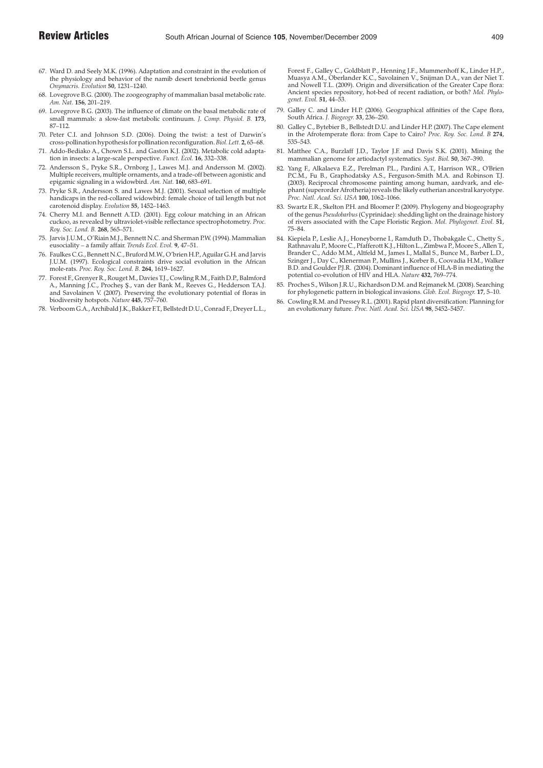67. Ward D. and Seely M.K. (1996). Adaptation and constraint in the evolution of the physiology and behavior of the namib desert tenebrionid beetle genus *Onymacris*. *Evolution* **50**, 1231–1240.
68. Lovegrove B.G. (2000). The zoogeography of mammalian basal metabolic rate. *Am. Nat.* **156**, 201–219.
69. Lovegrove B.G. (2003). The influence of climate on the basal metabolic rate of small mammals: a slow-fast metabolic continuum. *J. Comp. Physiol. B.* **173**, 87–112.
70. Peter C.I. and Johnson S.D. (2006). Doing the twist: a test of Darwin's cross-pollination hypothesis for pollination reconfiguration. *Biol. Lett.* **2**, 65–68.
71. Addo-Bediako A., Chown S.L. and Gaston K.J. (2002). Metabolic cold adaptation in insects: a large-scale perspective. *Funct. Ecol.* **16**, 332–338.
72. Andersson S., Pryke S.R., Ornborg J., Lawes M.J. and Andersson M. (2002). Multiple receivers, multiple ornaments, and a trade-off between agonistic and epigamic signaling in a widowbird. *Am. Nat.* **160**, 683–691.
73. Pryke S.R., Andersson S. and Lawes M.J. (2001). Sexual selection of multiple handicaps in the red-collared widowbird: female choice of tail length but not carotenoid display. *Evolution* **55**, 1452–1463.
74. Cherry M.I. and Bennett A.T.D. (2001). Egg colour matching in an African cuckoo, as revealed by ultraviolet-visible reflectance spectrophotometry. *Proc. Roy. Soc. Lond. B.* **268**, 565–571.
75. Jarvis J.U.M., O'Riain M.J., Bennett N.C. and Sherman P.W. (1994). Mammalian eusociality – a family affair. *Trends Ecol. Evol.* **9**, 47–51.
76. Faulkes C.G., Bennett N.C., Bruford M.W., O'brien H.P., Aguilar G.H. and Jarvis J.U.M. (1997). Ecological constraints drive social evolution in the African mole-rats. *Proc. Roy. Soc. Lond. B.* **264**, 1619–1627.
77. Forest F., Grenyer R., Rouget M., Davies T.J., Cowling R.M., Faith D.P., Balmford A., Manning J.C., Procheş Ş., van der Bank M., Reeves G., Hedderson T.A.J. and Savolainen V. (2007). Preserving the evolutionary potential of floras in biodiversity hotspots. *Nature* **445**, 757–760.
78. Verboom G.A., Archibald J.K., Bakker F.T., Bellstedt D.U., Conrad F., Dreyer L.L., Forest F., Galley C., Goldblatt P., Henning J.F., Mummenhoff K., Linder H.P., Muasya A.M., Oberlander K.C., Savolainen V., Snijman D.A., van der Niet T. and Nowell T.L. (2009). Origin and diversification of the Greater Cape flora: Ancient species repository, hot-bed of recent radiation, or both? *Mol. Phylogenet. Evol.* **51**, 44–53.
79. Galley C. and Linder H.P. (2006). Geographical affinities of the Cape flora, South Africa. *J. Biogeogr.* **33**, 236–250.
80. Galley C., Bytebier B., Bellstedt D.U. and Linder H.P. (2007). The Cape element in the Afrotemperate flora: from Cape to Cairo? *Proc. Roy. Soc. Lond. B* **274**, 535–543.
81. Matthee C.A., Burzlaff J.D., Taylor J.F. and Davis S.K. (2001). Mining the mammalian genome for artiodactyl systematics. *Syst. Biol.* **50**, 367–390.
82. Yang F., Alkalaeva E.Z., Perelman P.L., Pardini A.T., Harrison W.R., O'Brien P.C.M., Fu B., Graphodatsky A.S., Ferguson-Smith M.A. and Robinson T.J. (2003). Reciprocal chromosome painting among human, aardvark, and elephant (superorder Afrotheria) reveals the likely eutherian ancestral karyotype. *Proc. Natl. Acad. Sci. USA* **100**, 1062–1066.
83. Swartz E.R., Skelton P.H. and Bloomer P. (2009). Phylogeny and biogeography of the genus *Pseudobarbus* (Cyprinidae): shedding light on the drainage history of rivers associated with the Cape Floristic Region. *Mol. Phylogenet. Evol.* **51**, 75–84.
84. Kiepiela P., Leslie A.J., Honeyborne I., Ramduth D., Thobakgale C., Chetty S., Rathnavalu P., Moore C., Pfafferott K.J., Hilton L., Zimbwa P., Moore S., Allen T., Brander C., Addo M.M., Altfeld M., James I., Mallal S., Bunce M., Barber L.D., Szinger J., Day C., Klenerman P., Mullins J., Korber B., Coovadia H.M., Walker B.D. and Goulder P.J.R. (2004). Dominant influence of HLA-B in mediating the potential co-evolution of HIV and HLA. *Nature* **432**, 769–774.
85. Proches S., Wilson J.R.U., Richardson D.M. and Rejmanek M. (2008). Searching for phylogenetic pattern in biological invasions. *Glob. Ecol. Biogeogr.* **17**, 5–10.
86. Cowling R.M. and Pressey R.L. (2001). Rapid plant diversification: Planning for an evolutionary future. *Proc. Natl. Acad. Sci. USA* **98**, 5452–5457.